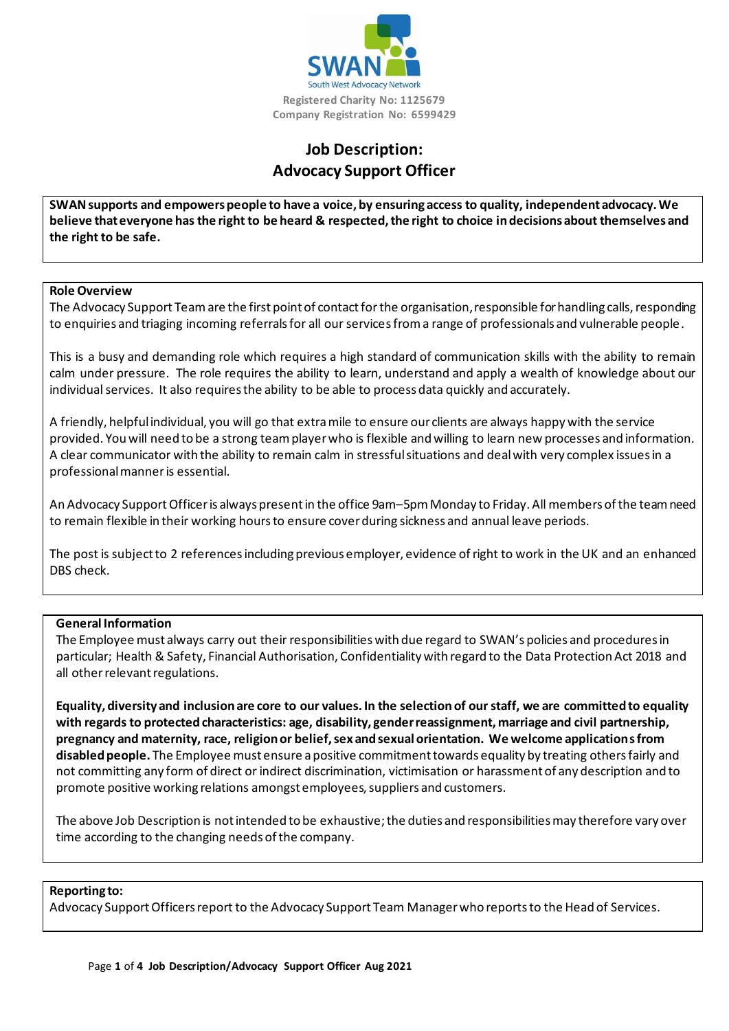SWAN
South West Advocacy Network

Registered Charity No: 1125679
Company Registration No: 6599429

# Job Description:
# Advocacy Support Officer

**SWAN supports and empowers people to have a voice, by ensuring access to quality, independent advocacy. We believe that everyone has the right to be heard & respected, the right to choice in decisions about themselves and the right to be safe.**

## Role Overview

The Advocacy Support Team are the first point of contact for the organisation, responsible for handling calls, responding to enquiries and triaging incoming referrals for all our services from a range of professionals and vulnerable people.

This is a busy and demanding role which requires a high standard of communication skills with the ability to remain calm under pressure. The role requires the ability to learn, understand and apply a wealth of knowledge about our individual services. It also requires the ability to be able to process data quickly and accurately.

A friendly, helpful individual, you will go that extra mile to ensure our clients are always happy with the service provided. You will need to be a strong team player who is flexible and willing to learn new processes and information. A clear communicator with the ability to remain calm in stressful situations and deal with very complex issues in a professional manner is essential.

An Advocacy Support Officer is always present in the office 9am–5pm Monday to Friday. All members of the team need to remain flexible in their working hours to ensure cover during sickness and annual leave periods.

The post is subject to 2 references including previous employer, evidence of right to work in the UK and an enhanced DBS check.

## General Information

The Employee must always carry out their responsibilities with due regard to SWAN's policies and procedures in particular; Health & Safety, Financial Authorisation, Confidentiality with regard to the Data Protection Act 2018 and all other relevant regulations.

**Equality, diversity and inclusion are core to our values. In the selection of our staff, we are committed to equality with regards to protected characteristics: age, disability, gender reassignment, marriage and civil partnership, pregnancy and maternity, race, religion or belief, sex and sexual orientation. We welcome applications from disabled people.** The Employee must ensure a positive commitment towards equality by treating others fairly and not committing any form of direct or indirect discrimination, victimisation or harassment of any description and to promote positive working relations amongst employees, suppliers and customers.

The above Job Description is not intended to be exhaustive; the duties and responsibilities may therefore vary over time according to the changing needs of the company.

## Reporting to:

Advocacy Support Officers report to the Advocacy Support Team Manager who reports to the Head of Services.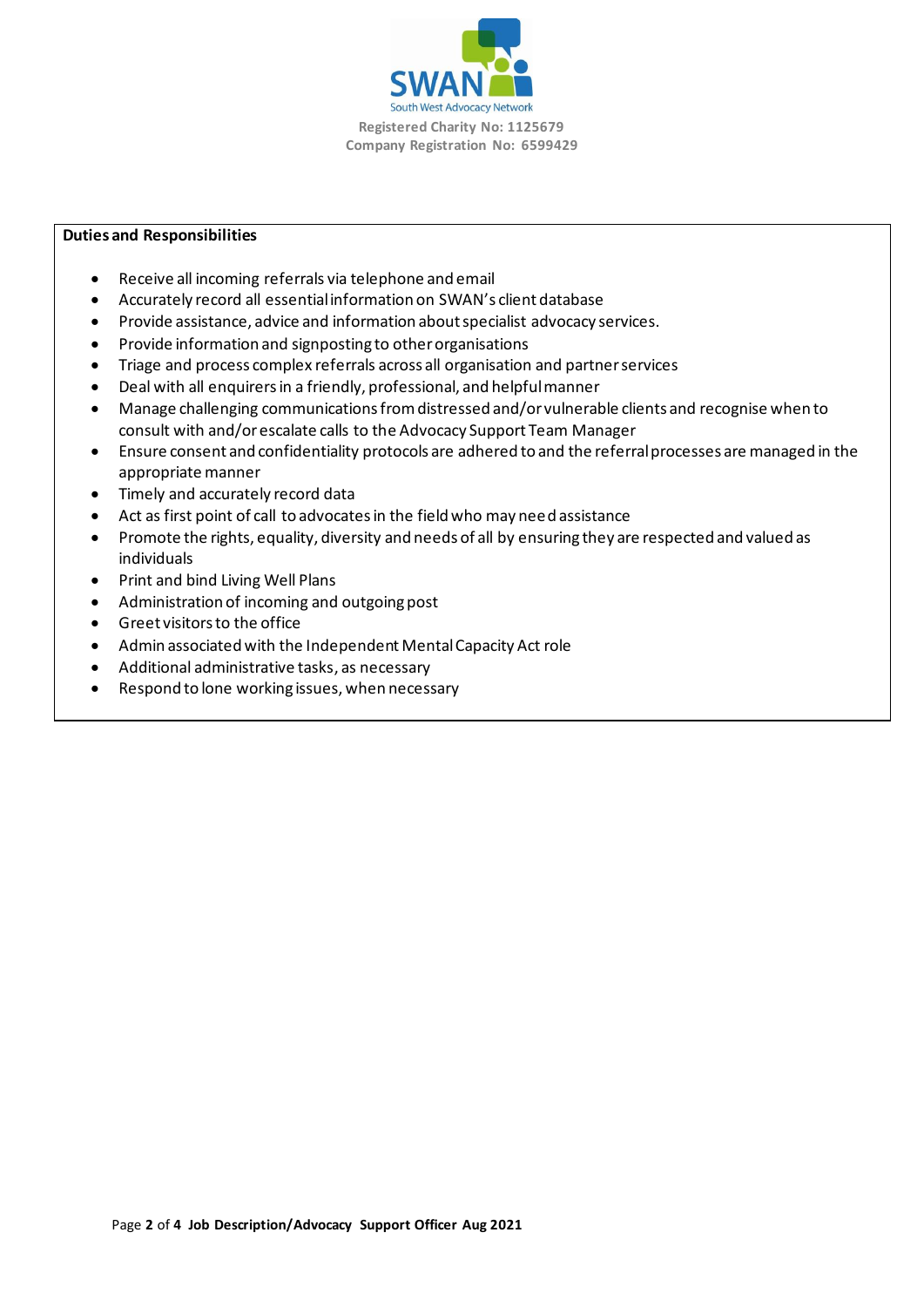**Duties and Responsibilities**

- Receive all incoming referrals via telephone and email
- Accurately record all essential information on SWAN's client database
- Provide assistance, advice and information about specialist advocacy services.
- Provide information and signposting to other organisations
- Triage and process complex referrals across all organisation and partner services
- Deal with all enquirers in a friendly, professional, and helpful manner
- Manage challenging communications from distressed and/or vulnerable clients and recognise when to consult with and/or escalate calls to the Advocacy Support Team Manager
- Ensure consent and confidentiality protocols are adhered to and the referral processes are managed in the appropriate manner
- Timely and accurately record data
- Act as first point of call to advocates in the field who may need assistance
- Promote the rights, equality, diversity and needs of all by ensuring they are respected and valued as individuals
- Print and bind Living Well Plans
- Administration of incoming and outgoing post
- Greet visitors to the office
- Admin associated with the Independent Mental Capacity Act role
- Additional administrative tasks, as necessary
- Respond to lone working issues, when necessary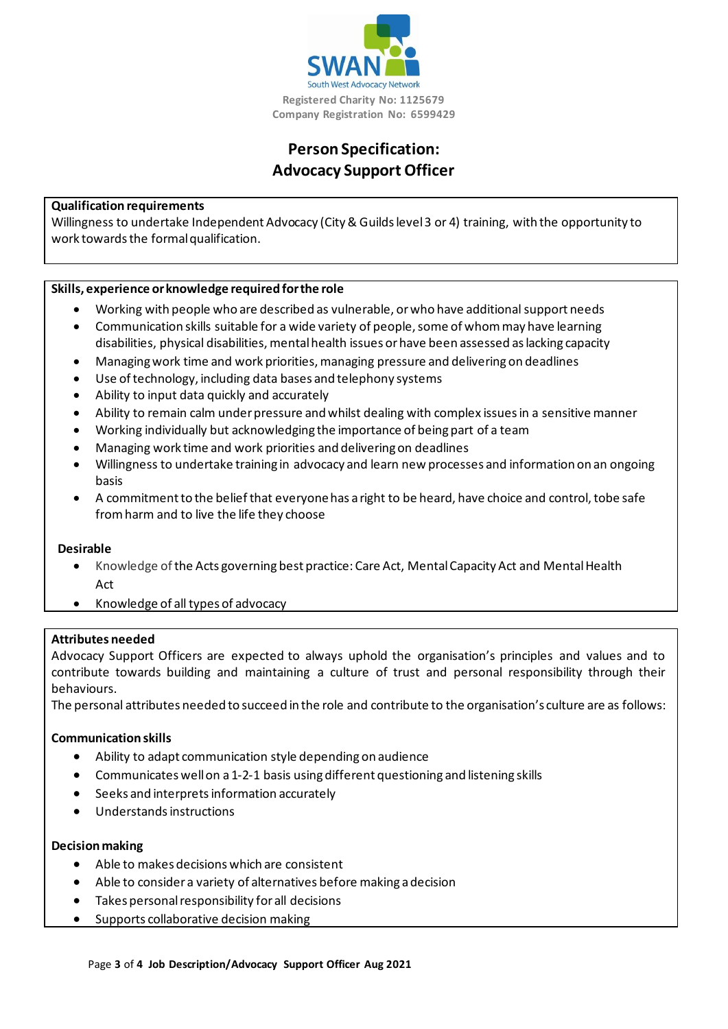SWAN

South West Advocacy Network

Registered Charity No: 1125679
Company Registration No: 6599429

# Person Specification:
# Advocacy Support Officer

**Qualification requirements**

Willingness to undertake Independent Advocacy (City & Guilds level 3 or 4) training, with the opportunity to work towards the formal qualification.

**Skills, experience or knowledge required for the role**

- Working with people who are described as vulnerable, or who have additional support needs
- Communication skills suitable for a wide variety of people, some of whom may have learning disabilities, physical disabilities, mental health issues or have been assessed as lacking capacity
- Managing work time and work priorities, managing pressure and delivering on deadlines
- Use of technology, including data bases and telephony systems
- Ability to input data quickly and accurately
- Ability to remain calm under pressure and whilst dealing with complex issues in a sensitive manner
- Working individually but acknowledging the importance of being part of a team
- Managing work time and work priorities and delivering on deadlines
- Willingness to undertake training in advocacy and learn new processes and information on an ongoing basis
- A commitment to the belief that everyone has a right to be heard, have choice and control, to be safe from harm and to live the life they choose

**Desirable**

- Knowledge of the Acts governing best practice: Care Act, Mental Capacity Act and Mental Health Act
- Knowledge of all types of advocacy

**Attributes needed**

Advocacy Support Officers are expected to always uphold the organisation's principles and values and to contribute towards building and maintaining a culture of trust and personal responsibility through their behaviours.

The personal attributes needed to succeed in the role and contribute to the organisation's culture are as follows:

**Communication skills**

- Ability to adapt communication style depending on audience
- Communicates well on a 1-2-1 basis using different questioning and listening skills
- Seeks and interprets information accurately
- Understands instructions

**Decision making**

- Able to makes decisions which are consistent
- Able to consider a variety of alternatives before making a decision
- Takes personal responsibility for all decisions
- Supports collaborative decision making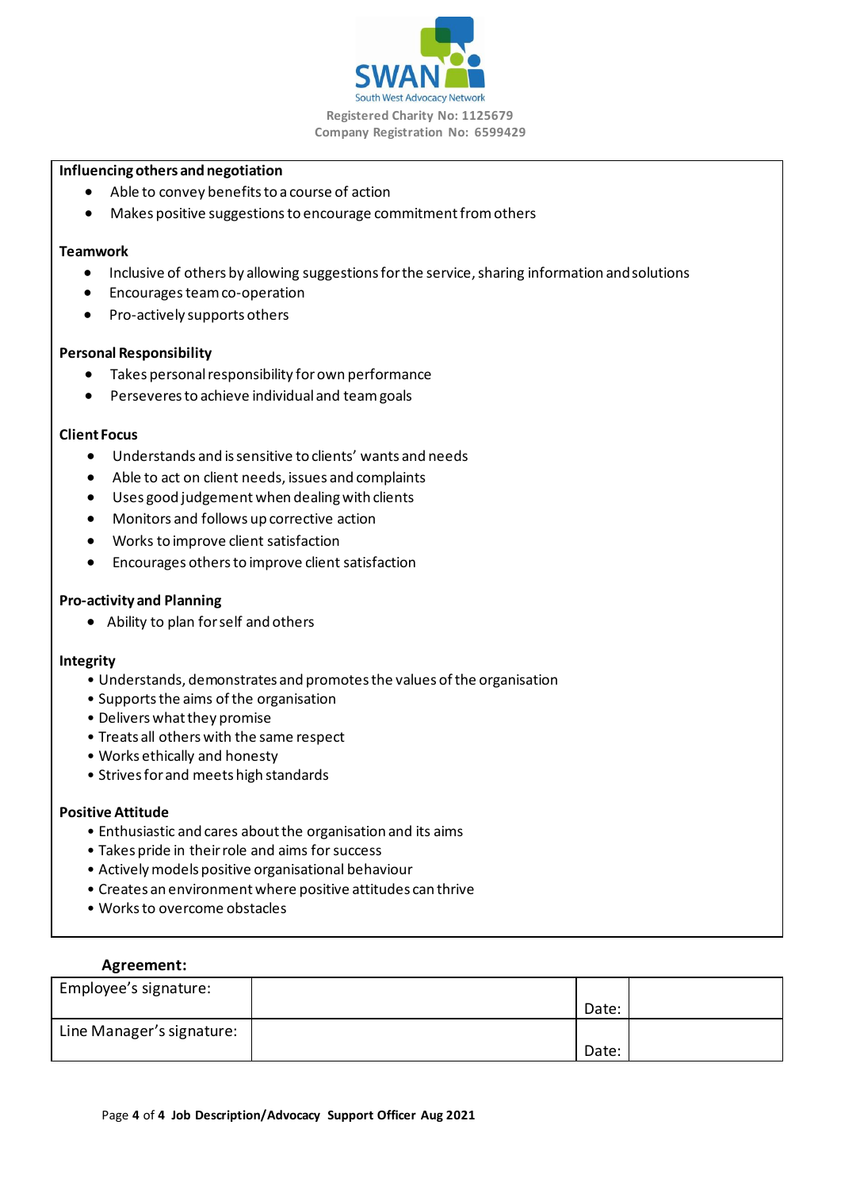SWAN South West Advocacy Network

Registered Charity No: 1125679
Company Registration No: 6599429

**Influencing others and negotiation**

- Able to convey benefits to a course of action
- Makes positive suggestions to encourage commitment from others

**Teamwork**

- Inclusive of others by allowing suggestions for the service, sharing information and solutions
- Encourages team co-operation
- Pro-actively supports others

**Personal Responsibility**

- Takes personal responsibility for own performance
- Perseveres to achieve individual and team goals

**Client Focus**

- Understands and is sensitive to clients' wants and needs
- Able to act on client needs, issues and complaints
- Uses good judgement when dealing with clients
- Monitors and follows up corrective action
- Works to improve client satisfaction
- Encourages others to improve client satisfaction

**Pro-activity and Planning**

- Ability to plan for self and others

**Integrity**

- Understands, demonstrates and promotes the values of the organisation
- Supports the aims of the organisation
- Delivers what they promise
- Treats all others with the same respect
- Works ethically and honesty
- Strives for and meets high standards

**Positive Attitude**

- Enthusiastic and cares about the organisation and its aims
- Takes pride in their role and aims for success
- Actively models positive organisational behaviour
- Creates an environment where positive attitudes can thrive
- Works to overcome obstacles

**Agreement:**

| | | | |
|---|---|---|---|
| Employee's signature: | | Date: | |
| Line Manager's signature: | | Date: | |